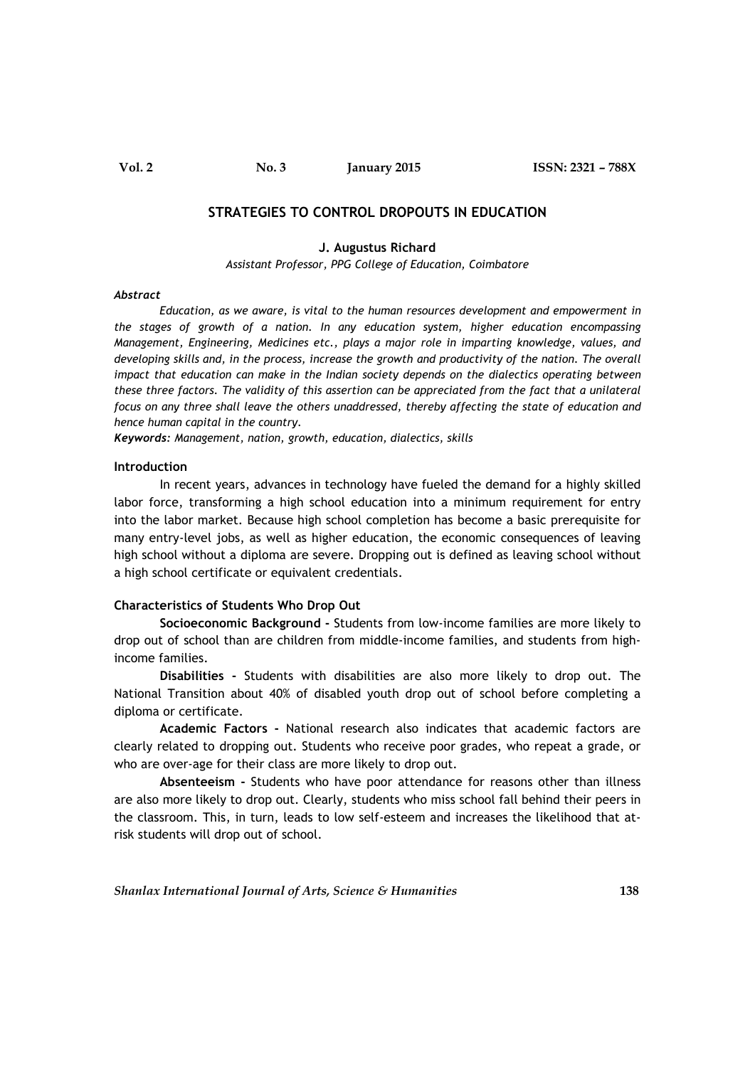# STRATEGIES TO CONTROL DROPOUTS IN EDUCATION

**J. Augustus Richard**

*Assistant Professor, PPG College of Education, Coimbatore*

***Abstract***

*Education, as we aware, is vital to the human resources development and empowerment in the stages of growth of a nation. In any education system, higher education encompassing Management, Engineering, Medicines etc., plays a major role in imparting knowledge, values, and developing skills and, in the process, increase the growth and productivity of the nation. The overall impact that education can make in the Indian society depends on the dialectics operating between these three factors. The validity of this assertion can be appreciated from the fact that a unilateral focus on any three shall leave the others unaddressed, thereby affecting the state of education and hence human capital in the country.*

***Keywords:*** *Management, nation, growth, education, dialectics, skills*

## Introduction

In recent years, advances in technology have fueled the demand for a highly skilled labor force, transforming a high school education into a minimum requirement for entry into the labor market. Because high school completion has become a basic prerequisite for many entry-level jobs, as well as higher education, the economic consequences of leaving high school without a diploma are severe. Dropping out is defined as leaving school without a high school certificate or equivalent credentials.

## Characteristics of Students Who Drop Out

**Socioeconomic Background -** Students from low-income families are more likely to drop out of school than are children from middle-income families, and students from high-income families.

**Disabilities -** Students with disabilities are also more likely to drop out. The National Transition about 40% of disabled youth drop out of school before completing a diploma or certificate.

**Academic Factors -** National research also indicates that academic factors are clearly related to dropping out. Students who receive poor grades, who repeat a grade, or who are over-age for their class are more likely to drop out.

**Absenteeism -** Students who have poor attendance for reasons other than illness are also more likely to drop out. Clearly, students who miss school fall behind their peers in the classroom. This, in turn, leads to low self-esteem and increases the likelihood that at-risk students will drop out of school.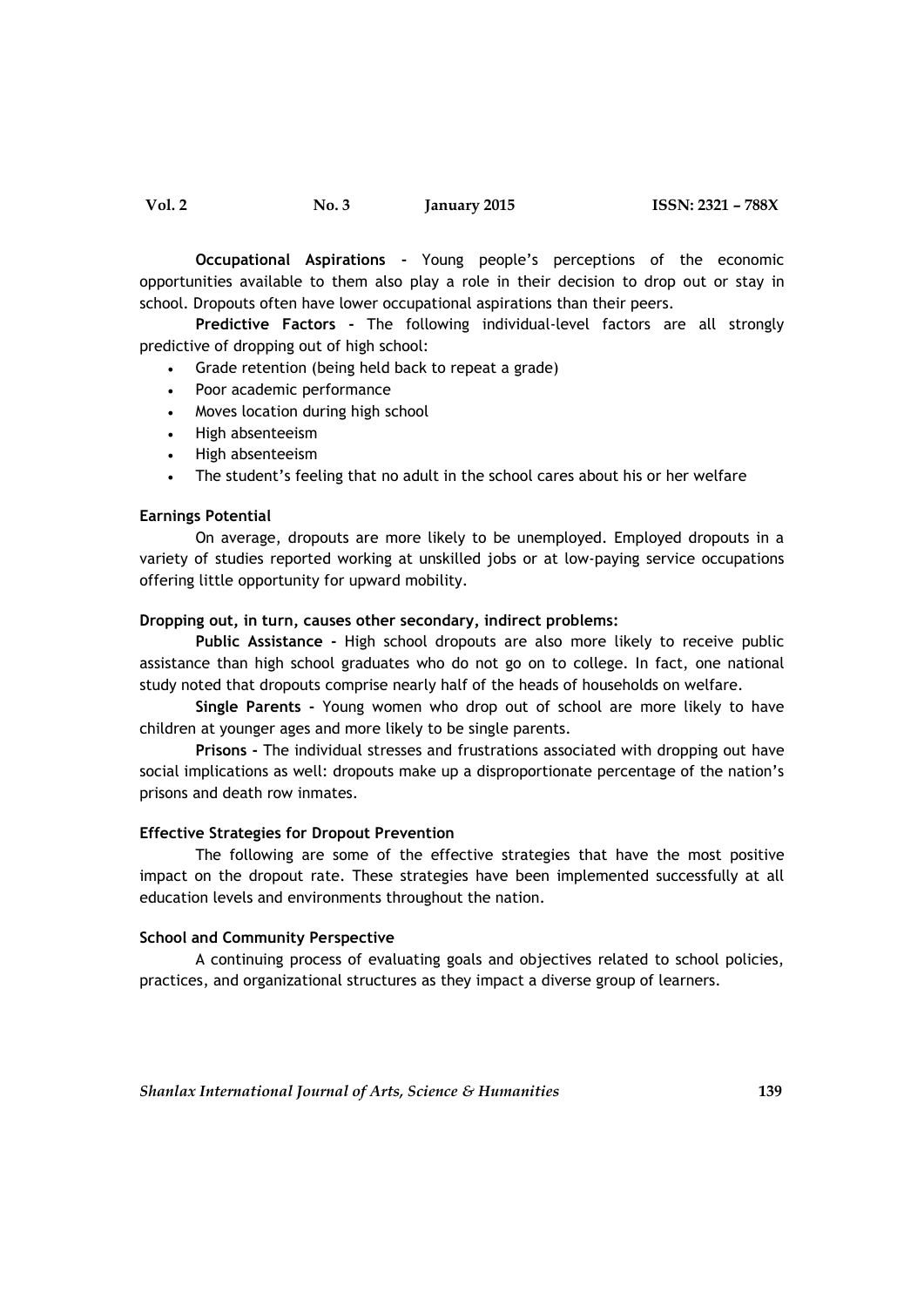**Occupational Aspirations -** Young people's perceptions of the economic opportunities available to them also play a role in their decision to drop out or stay in school. Dropouts often have lower occupational aspirations than their peers.

**Predictive Factors -** The following individual-level factors are all strongly predictive of dropping out of high school:

- Grade retention (being held back to repeat a grade)
- Poor academic performance
- Moves location during high school
- High absenteeism
- High absenteeism
- The student's feeling that no adult in the school cares about his or her welfare

**Earnings Potential**

On average, dropouts are more likely to be unemployed. Employed dropouts in a variety of studies reported working at unskilled jobs or at low-paying service occupations offering little opportunity for upward mobility.

**Dropping out, in turn, causes other secondary, indirect problems:**

**Public Assistance -** High school dropouts are also more likely to receive public assistance than high school graduates who do not go on to college. In fact, one national study noted that dropouts comprise nearly half of the heads of households on welfare.

**Single Parents -** Young women who drop out of school are more likely to have children at younger ages and more likely to be single parents.

**Prisons -** The individual stresses and frustrations associated with dropping out have social implications as well: dropouts make up a disproportionate percentage of the nation's prisons and death row inmates.

**Effective Strategies for Dropout Prevention**

The following are some of the effective strategies that have the most positive impact on the dropout rate. These strategies have been implemented successfully at all education levels and environments throughout the nation.

**School and Community Perspective**

A continuing process of evaluating goals and objectives related to school policies, practices, and organizational structures as they impact a diverse group of learners.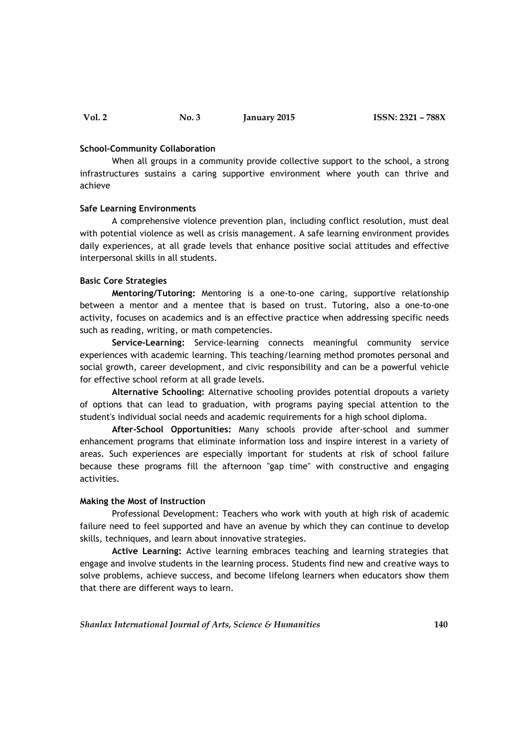**School-Community Collaboration**

When all groups in a community provide collective support to the school, a strong infrastructures sustains a caring supportive environment where youth can thrive and achieve

**Safe Learning Environments**

A comprehensive violence prevention plan, including conflict resolution, must deal with potential violence as well as crisis management. A safe learning environment provides daily experiences, at all grade levels that enhance positive social attitudes and effective interpersonal skills in all students.

**Basic Core Strategies**

**Mentoring/Tutoring:** Mentoring is a one-to-one caring, supportive relationship between a mentor and a mentee that is based on trust. Tutoring, also a one-to-one activity, focuses on academics and is an effective practice when addressing specific needs such as reading, writing, or math competencies.

**Service-Learning:** Service-learning connects meaningful community service experiences with academic learning. This teaching/learning method promotes personal and social growth, career development, and civic responsibility and can be a powerful vehicle for effective school reform at all grade levels.

**Alternative Schooling:** Alternative schooling provides potential dropouts a variety of options that can lead to graduation, with programs paying special attention to the student's individual social needs and academic requirements for a high school diploma.

**After-School Opportunities:** Many schools provide after-school and summer enhancement programs that eliminate information loss and inspire interest in a variety of areas. Such experiences are especially important for students at risk of school failure because these programs fill the afternoon "gap time" with constructive and engaging activities.

**Making the Most of Instruction**

Professional Development: Teachers who work with youth at high risk of academic failure need to feel supported and have an avenue by which they can continue to develop skills, techniques, and learn about innovative strategies.

**Active Learning:** Active learning embraces teaching and learning strategies that engage and involve students in the learning process. Students find new and creative ways to solve problems, achieve success, and become lifelong learners when educators show them that there are different ways to learn.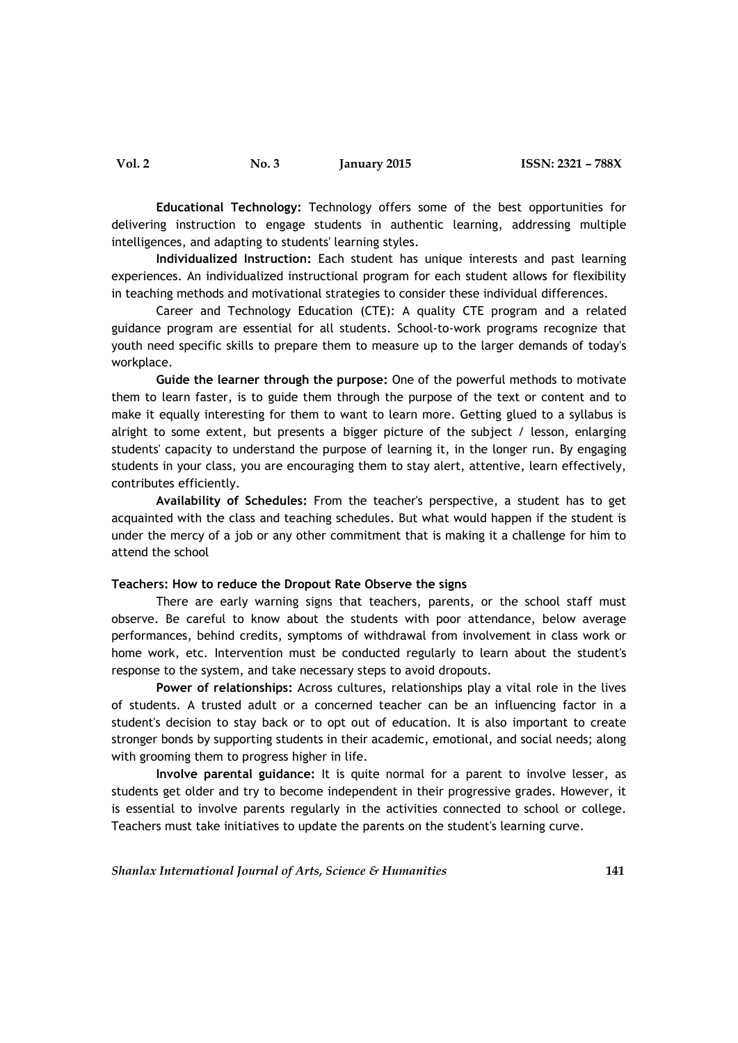**Educational Technology:** Technology offers some of the best opportunities for delivering instruction to engage students in authentic learning, addressing multiple intelligences, and adapting to students' learning styles.

**Individualized Instruction:** Each student has unique interests and past learning experiences. An individualized instructional program for each student allows for flexibility in teaching methods and motivational strategies to consider these individual differences.

Career and Technology Education (CTE): A quality CTE program and a related guidance program are essential for all students. School-to-work programs recognize that youth need specific skills to prepare them to measure up to the larger demands of today's workplace.

**Guide the learner through the purpose:** One of the powerful methods to motivate them to learn faster, is to guide them through the purpose of the text or content and to make it equally interesting for them to want to learn more. Getting glued to a syllabus is alright to some extent, but presents a bigger picture of the subject / lesson, enlarging students' capacity to understand the purpose of learning it, in the longer run. By engaging students in your class, you are encouraging them to stay alert, attentive, learn effectively, contributes efficiently.

**Availability of Schedules:** From the teacher's perspective, a student has to get acquainted with the class and teaching schedules. But what would happen if the student is under the mercy of a job or any other commitment that is making it a challenge for him to attend the school

**Teachers: How to reduce the Dropout Rate Observe the signs**

There are early warning signs that teachers, parents, or the school staff must observe. Be careful to know about the students with poor attendance, below average performances, behind credits, symptoms of withdrawal from involvement in class work or home work, etc. Intervention must be conducted regularly to learn about the student's response to the system, and take necessary steps to avoid dropouts.

**Power of relationships:** Across cultures, relationships play a vital role in the lives of students. A trusted adult or a concerned teacher can be an influencing factor in a student's decision to stay back or to opt out of education. It is also important to create stronger bonds by supporting students in their academic, emotional, and social needs; along with grooming them to progress higher in life.

**Involve parental guidance:** It is quite normal for a parent to involve lesser, as students get older and try to become independent in their progressive grades. However, it is essential to involve parents regularly in the activities connected to school or college. Teachers must take initiatives to update the parents on the student's learning curve.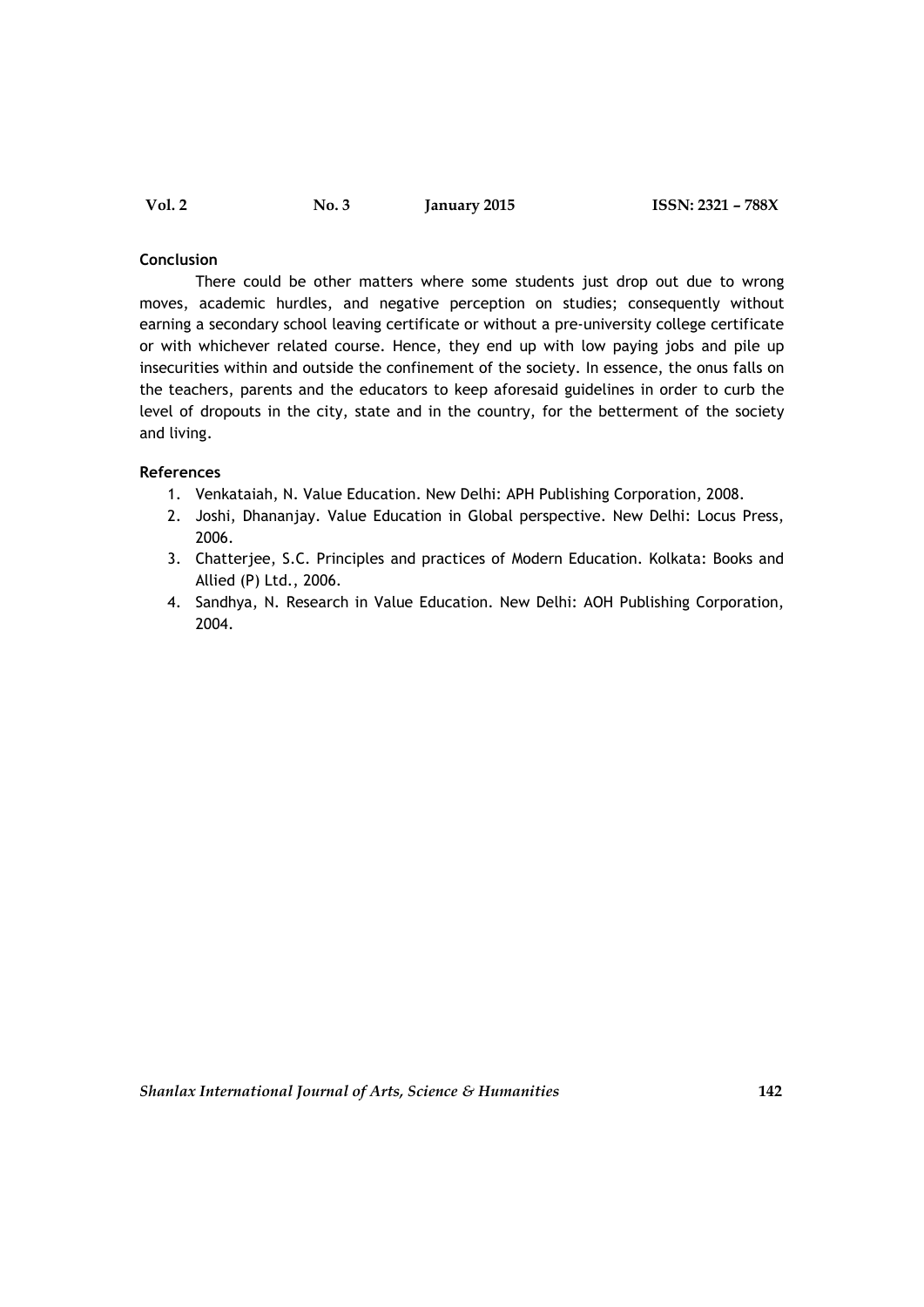## Conclusion

There could be other matters where some students just drop out due to wrong moves, academic hurdles, and negative perception on studies; consequently without earning a secondary school leaving certificate or without a pre-university college certificate or with whichever related course. Hence, they end up with low paying jobs and pile up insecurities within and outside the confinement of the society. In essence, the onus falls on the teachers, parents and the educators to keep aforesaid guidelines in order to curb the level of dropouts in the city, state and in the country, for the betterment of the society and living.

## References

1. Venkataiah, N. Value Education. New Delhi: APH Publishing Corporation, 2008.
2. Joshi, Dhananjay. Value Education in Global perspective. New Delhi: Locus Press, 2006.
3. Chatterjee, S.C. Principles and practices of Modern Education. Kolkata: Books and Allied (P) Ltd., 2006.
4. Sandhya, N. Research in Value Education. New Delhi: AOH Publishing Corporation, 2004.